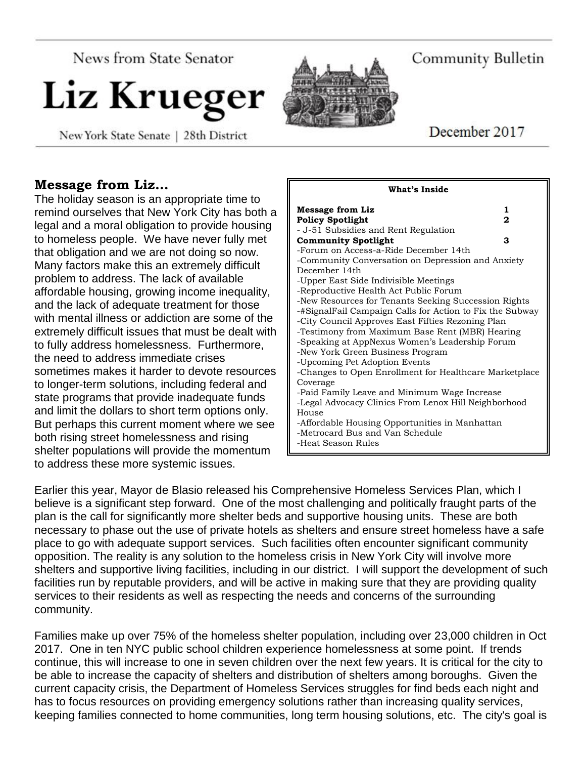News from State Senator

# Liz Krueger

New York State Senate | 28th District

Community Bulletin

December 2017

## Message from Liz…

The holiday season is an appropriate time to remind ourselves that New York City has both a legal and a moral obligation to provide housing to homeless people. We have never fully met that obligation and we are not doing so now. Many factors make this an extremely difficult problem to address. The lack of available affordable housing, growing income inequality, and the lack of adequate treatment for those with mental illness or addiction are some of the extremely difficult issues that must be dealt with to fully address homelessness. Furthermore, the need to address immediate crises sometimes makes it harder to devote resources to longer-term solutions, including federal and state programs that provide inadequate funds and limit the dollars to short term options only. But perhaps this current moment where we see both rising street homelessness and rising shelter populations will provide the momentum to address these more systemic issues.

**What's Inside**

| | |
|---|---|
| **Message from Liz** | **1** |
| **Policy Spotlight** | **2** |
| - J-51 Subsidies and Rent Regulation | |
| **Community Spotlight** | **3** |
| -Forum on Access-a-Ride December 14th | |
| -Community Conversation on Depression and Anxiety December 14th | |
| -Upper East Side Indivisible Meetings | |
| -Reproductive Health Act Public Forum | |
| -New Resources for Tenants Seeking Succession Rights | |
| -#SignalFail Campaign Calls for Action to Fix the Subway | |
| -City Council Approves East Fifties Rezoning Plan | |
| -Testimony from Maximum Base Rent (MBR) Hearing | |
| -Speaking at AppNexus Women's Leadership Forum | |
| -New York Green Business Program | |
| -Upcoming Pet Adoption Events | |
| -Changes to Open Enrollment for Healthcare Marketplace Coverage | |
| -Paid Family Leave and Minimum Wage Increase | |
| -Legal Advocacy Clinics From Lenox Hill Neighborhood House | |
| -Affordable Housing Opportunities in Manhattan | |
| -Metrocard Bus and Van Schedule | |
| -Heat Season Rules | |

Earlier this year, Mayor de Blasio released his Comprehensive Homeless Services Plan, which I believe is a significant step forward. One of the most challenging and politically fraught parts of the plan is the call for significantly more shelter beds and supportive housing units. These are both necessary to phase out the use of private hotels as shelters and ensure street homeless have a safe place to go with adequate support services. Such facilities often encounter significant community opposition. The reality is any solution to the homeless crisis in New York City will involve more shelters and supportive living facilities, including in our district. I will support the development of such facilities run by reputable providers, and will be active in making sure that they are providing quality services to their residents as well as respecting the needs and concerns of the surrounding community.

Families make up over 75% of the homeless shelter population, including over 23,000 children in Oct 2017. One in ten NYC public school children experience homelessness at some point. If trends continue, this will increase to one in seven children over the next few years. It is critical for the city to be able to increase the capacity of shelters and distribution of shelters among boroughs. Given the current capacity crisis, the Department of Homeless Services struggles for find beds each night and has to focus resources on providing emergency solutions rather than increasing quality services, keeping families connected to home communities, long term housing solutions, etc. The city's goal is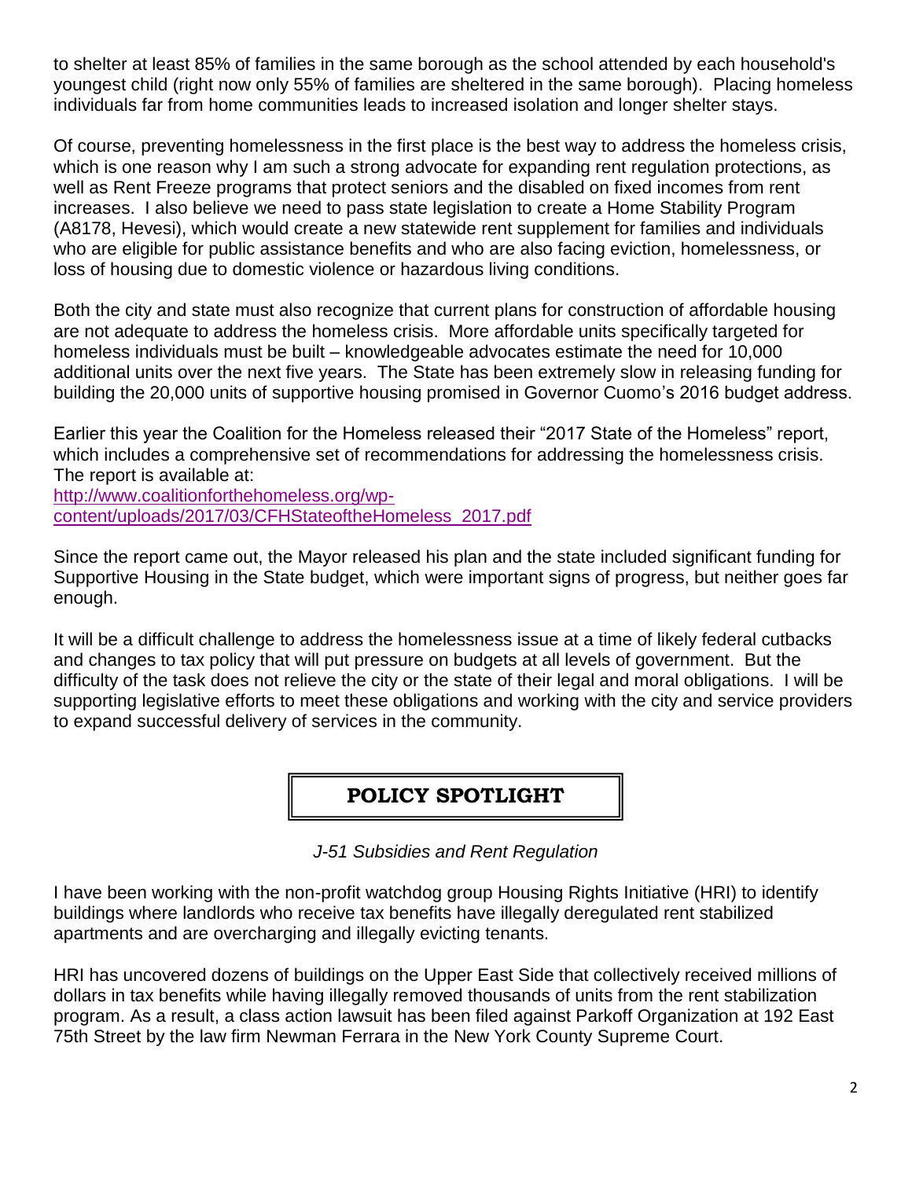to shelter at least 85% of families in the same borough as the school attended by each household's youngest child (right now only 55% of families are sheltered in the same borough). Placing homeless individuals far from home communities leads to increased isolation and longer shelter stays.

Of course, preventing homelessness in the first place is the best way to address the homeless crisis, which is one reason why I am such a strong advocate for expanding rent regulation protections, as well as Rent Freeze programs that protect seniors and the disabled on fixed incomes from rent increases. I also believe we need to pass state legislation to create a Home Stability Program (A8178, Hevesi), which would create a new statewide rent supplement for families and individuals who are eligible for public assistance benefits and who are also facing eviction, homelessness, or loss of housing due to domestic violence or hazardous living conditions.

Both the city and state must also recognize that current plans for construction of affordable housing are not adequate to address the homeless crisis. More affordable units specifically targeted for homeless individuals must be built – knowledgeable advocates estimate the need for 10,000 additional units over the next five years. The State has been extremely slow in releasing funding for building the 20,000 units of supportive housing promised in Governor Cuomo's 2016 budget address.

Earlier this year the Coalition for the Homeless released their "2017 State of the Homeless" report, which includes a comprehensive set of recommendations for addressing the homelessness crisis. The report is available at:
[http://www.coalitionforthehomeless.org/wp-content/uploads/2017/03/CFHStateoftheHomeless_2017.pdf](http://www.coalitionforthehomeless.org/wp-content/uploads/2017/03/CFHStateoftheHomeless_2017.pdf)

Since the report came out, the Mayor released his plan and the state included significant funding for Supportive Housing in the State budget, which were important signs of progress, but neither goes far enough.

It will be a difficult challenge to address the homelessness issue at a time of likely federal cutbacks and changes to tax policy that will put pressure on budgets at all levels of government. But the difficulty of the task does not relieve the city or the state of their legal and moral obligations. I will be supporting legislative efforts to meet these obligations and working with the city and service providers to expand successful delivery of services in the community.

## POLICY SPOTLIGHT

*J-51 Subsidies and Rent Regulation*

I have been working with the non-profit watchdog group Housing Rights Initiative (HRI) to identify buildings where landlords who receive tax benefits have illegally deregulated rent stabilized apartments and are overcharging and illegally evicting tenants.

HRI has uncovered dozens of buildings on the Upper East Side that collectively received millions of dollars in tax benefits while having illegally removed thousands of units from the rent stabilization program. As a result, a class action lawsuit has been filed against Parkoff Organization at 192 East 75th Street by the law firm Newman Ferrara in the New York County Supreme Court.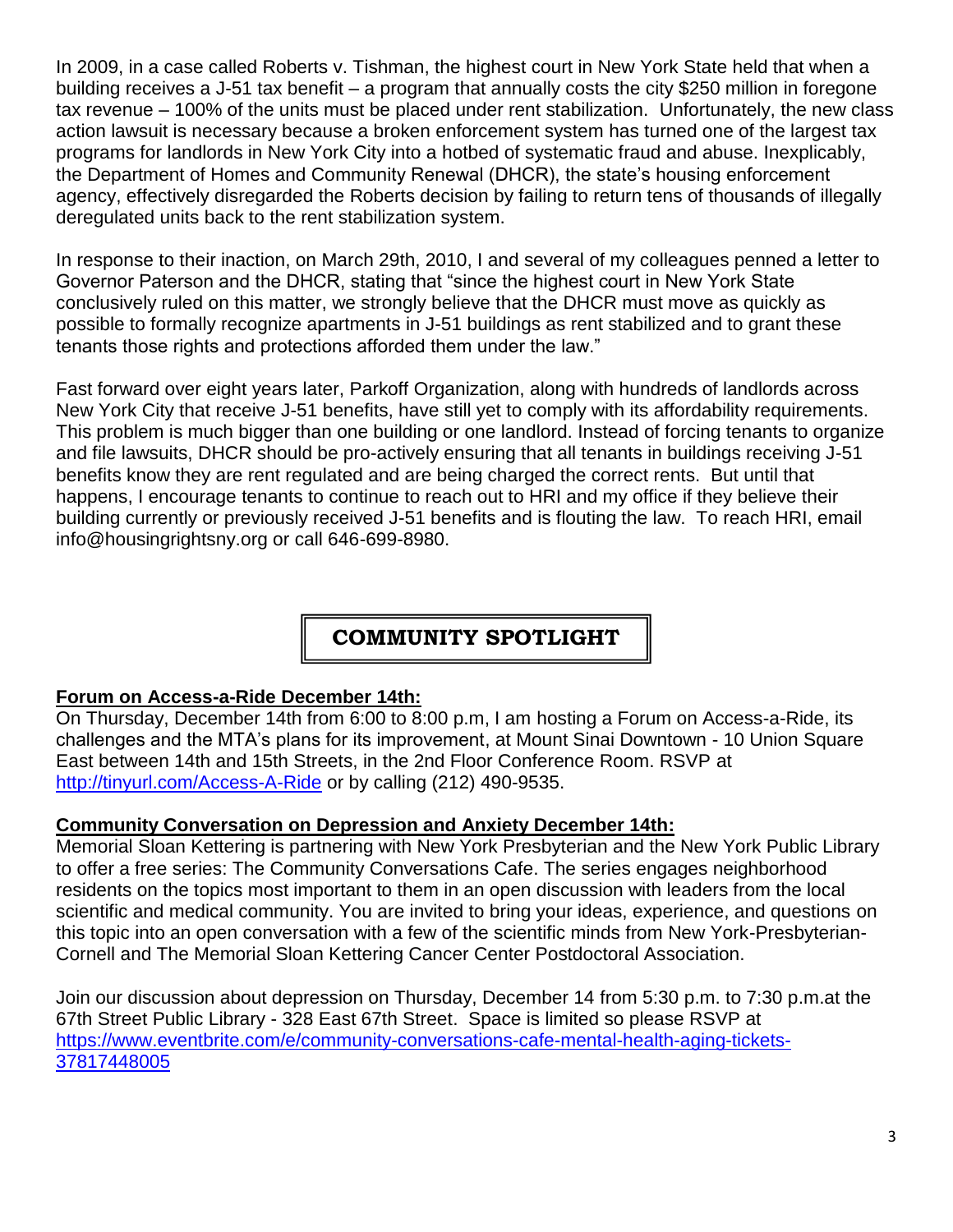In 2009, in a case called Roberts v. Tishman, the highest court in New York State held that when a building receives a J-51 tax benefit – a program that annually costs the city $250 million in foregone tax revenue – 100% of the units must be placed under rent stabilization. Unfortunately, the new class action lawsuit is necessary because a broken enforcement system has turned one of the largest tax programs for landlords in New York City into a hotbed of systematic fraud and abuse. Inexplicably, the Department of Homes and Community Renewal (DHCR), the state's housing enforcement agency, effectively disregarded the Roberts decision by failing to return tens of thousands of illegally deregulated units back to the rent stabilization system.

In response to their inaction, on March 29th, 2010, I and several of my colleagues penned a letter to Governor Paterson and the DHCR, stating that "since the highest court in New York State conclusively ruled on this matter, we strongly believe that the DHCR must move as quickly as possible to formally recognize apartments in J-51 buildings as rent stabilized and to grant these tenants those rights and protections afforded them under the law."

Fast forward over eight years later, Parkoff Organization, along with hundreds of landlords across New York City that receive J-51 benefits, have still yet to comply with its affordability requirements. This problem is much bigger than one building or one landlord. Instead of forcing tenants to organize and file lawsuits, DHCR should be pro-actively ensuring that all tenants in buildings receiving J-51 benefits know they are rent regulated and are being charged the correct rents. But until that happens, I encourage tenants to continue to reach out to HRI and my office if they believe their building currently or previously received J-51 benefits and is flouting the law. To reach HRI, email info@housingrightsny.org or call 646-699-8980.

## COMMUNITY SPOTLIGHT

**Forum on Access-a-Ride December 14th:**

On Thursday, December 14th from 6:00 to 8:00 p.m, I am hosting a Forum on Access-a-Ride, its challenges and the MTA's plans for its improvement, at Mount Sinai Downtown - 10 Union Square East between 14th and 15th Streets, in the 2nd Floor Conference Room. RSVP at http://tinyurl.com/Access-A-Ride or by calling (212) 490-9535.

**Community Conversation on Depression and Anxiety December 14th:**

Memorial Sloan Kettering is partnering with New York Presbyterian and the New York Public Library to offer a free series: The Community Conversations Cafe. The series engages neighborhood residents on the topics most important to them in an open discussion with leaders from the local scientific and medical community. You are invited to bring your ideas, experience, and questions on this topic into an open conversation with a few of the scientific minds from New York-Presbyterian-Cornell and The Memorial Sloan Kettering Cancer Center Postdoctoral Association.

Join our discussion about depression on Thursday, December 14 from 5:30 p.m. to 7:30 p.m.at the 67th Street Public Library - 328 East 67th Street. Space is limited so please RSVP at https://www.eventbrite.com/e/community-conversations-cafe-mental-health-aging-tickets-37817448005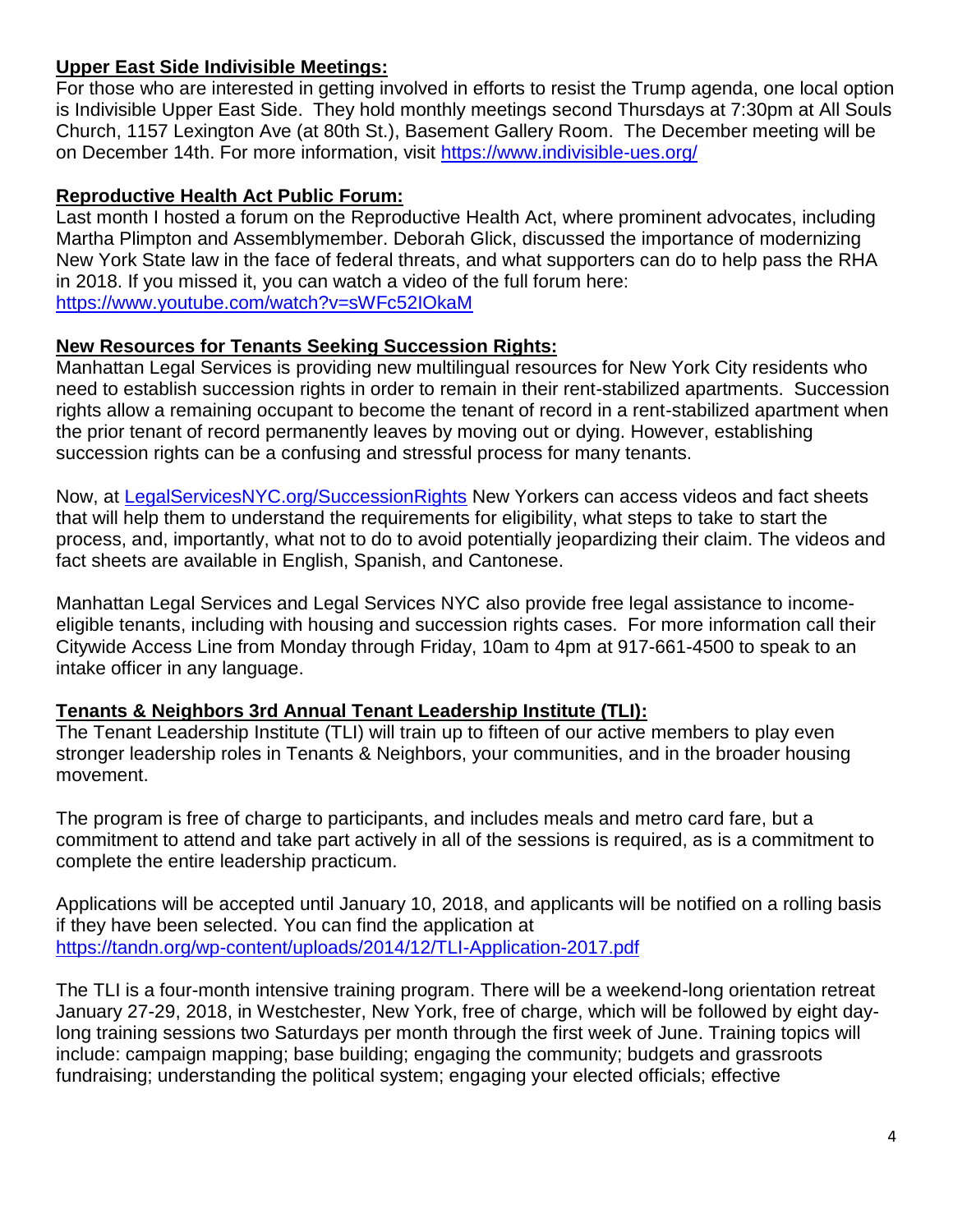**Upper East Side Indivisible Meetings:**

For those who are interested in getting involved in efforts to resist the Trump agenda, one local option is Indivisible Upper East Side. They hold monthly meetings second Thursdays at 7:30pm at All Souls Church, 1157 Lexington Ave (at 80th St.), Basement Gallery Room. The December meeting will be on December 14th. For more information, visit https://www.indivisible-ues.org/

**Reproductive Health Act Public Forum:**

Last month I hosted a forum on the Reproductive Health Act, where prominent advocates, including Martha Plimpton and Assemblymember. Deborah Glick, discussed the importance of modernizing New York State law in the face of federal threats, and what supporters can do to help pass the RHA in 2018. If you missed it, you can watch a video of the full forum here: https://www.youtube.com/watch?v=sWFc52IOkaM

**New Resources for Tenants Seeking Succession Rights:**

Manhattan Legal Services is providing new multilingual resources for New York City residents who need to establish succession rights in order to remain in their rent-stabilized apartments. Succession rights allow a remaining occupant to become the tenant of record in a rent-stabilized apartment when the prior tenant of record permanently leaves by moving out or dying. However, establishing succession rights can be a confusing and stressful process for many tenants.

Now, at LegalServicesNYC.org/SuccessionRights New Yorkers can access videos and fact sheets that will help them to understand the requirements for eligibility, what steps to take to start the process, and, importantly, what not to do to avoid potentially jeopardizing their claim. The videos and fact sheets are available in English, Spanish, and Cantonese.

Manhattan Legal Services and Legal Services NYC also provide free legal assistance to income-eligible tenants, including with housing and succession rights cases. For more information call their Citywide Access Line from Monday through Friday, 10am to 4pm at 917-661-4500 to speak to an intake officer in any language.

**Tenants & Neighbors 3rd Annual Tenant Leadership Institute (TLI):**

The Tenant Leadership Institute (TLI) will train up to fifteen of our active members to play even stronger leadership roles in Tenants & Neighbors, your communities, and in the broader housing movement.

The program is free of charge to participants, and includes meals and metro card fare, but a commitment to attend and take part actively in all of the sessions is required, as is a commitment to complete the entire leadership practicum.

Applications will be accepted until January 10, 2018, and applicants will be notified on a rolling basis if they have been selected. You can find the application at https://tandn.org/wp-content/uploads/2014/12/TLI-Application-2017.pdf

The TLI is a four-month intensive training program. There will be a weekend-long orientation retreat January 27-29, 2018, in Westchester, New York, free of charge, which will be followed by eight day-long training sessions two Saturdays per month through the first week of June. Training topics will include: campaign mapping; base building; engaging the community; budgets and grassroots fundraising; understanding the political system; engaging your elected officials; effective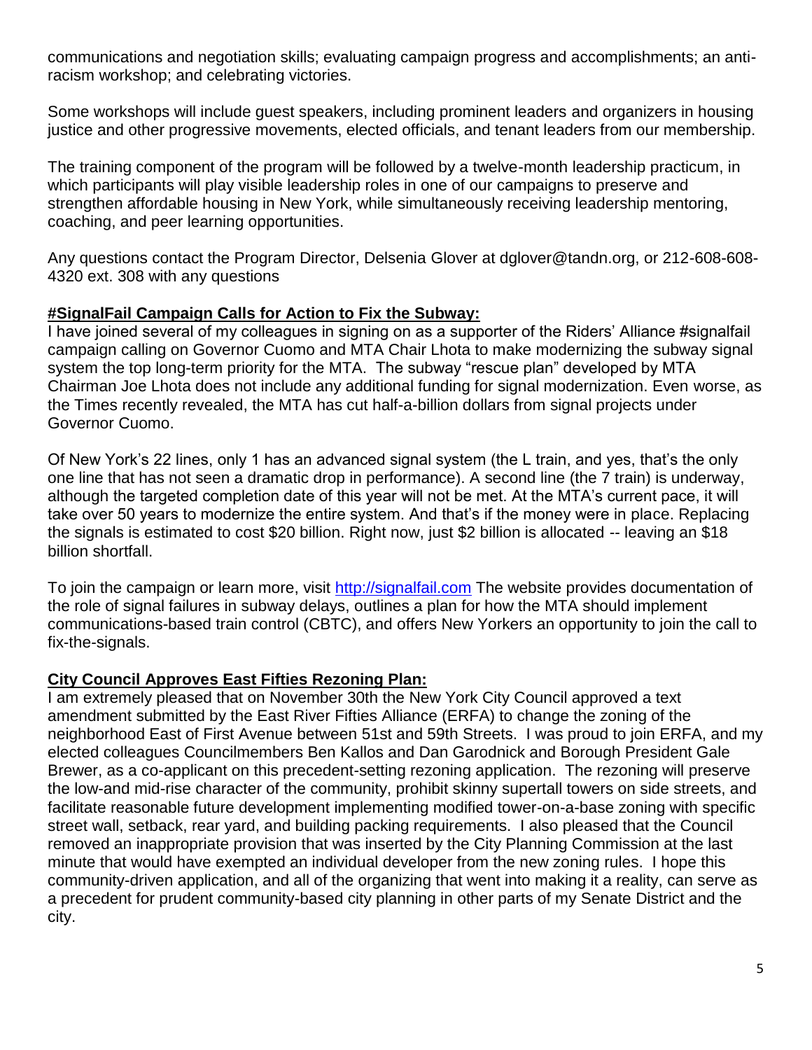communications and negotiation skills; evaluating campaign progress and accomplishments; an anti-racism workshop; and celebrating victories.

Some workshops will include guest speakers, including prominent leaders and organizers in housing justice and other progressive movements, elected officials, and tenant leaders from our membership.

The training component of the program will be followed by a twelve-month leadership practicum, in which participants will play visible leadership roles in one of our campaigns to preserve and strengthen affordable housing in New York, while simultaneously receiving leadership mentoring, coaching, and peer learning opportunities.

Any questions contact the Program Director, Delsenia Glover at dglover@tandn.org, or 212-608-608-4320 ext. 308 with any questions

**#SignalFail Campaign Calls for Action to Fix the Subway:**

I have joined several of my colleagues in signing on as a supporter of the Riders' Alliance #signalfail campaign calling on Governor Cuomo and MTA Chair Lhota to make modernizing the subway signal system the top long-term priority for the MTA. The subway "rescue plan" developed by MTA Chairman Joe Lhota does not include any additional funding for signal modernization. Even worse, as the Times recently revealed, the MTA has cut half-a-billion dollars from signal projects under Governor Cuomo.

Of New York's 22 lines, only 1 has an advanced signal system (the L train, and yes, that's the only one line that has not seen a dramatic drop in performance). A second line (the 7 train) is underway, although the targeted completion date of this year will not be met. At the MTA's current pace, it will take over 50 years to modernize the entire system. And that's if the money were in place. Replacing the signals is estimated to cost $20 billion. Right now, just $2 billion is allocated -- leaving an $18 billion shortfall.

To join the campaign or learn more, visit [http://signalfail.com](http://signalfail.com) The website provides documentation of the role of signal failures in subway delays, outlines a plan for how the MTA should implement communications-based train control (CBTC), and offers New Yorkers an opportunity to join the call to fix-the-signals.

**City Council Approves East Fifties Rezoning Plan:**

I am extremely pleased that on November 30th the New York City Council approved a text amendment submitted by the East River Fifties Alliance (ERFA) to change the zoning of the neighborhood East of First Avenue between 51st and 59th Streets. I was proud to join ERFA, and my elected colleagues Councilmembers Ben Kallos and Dan Garodnick and Borough President Gale Brewer, as a co-applicant on this precedent-setting rezoning application. The rezoning will preserve the low-and mid-rise character of the community, prohibit skinny supertall towers on side streets, and facilitate reasonable future development implementing modified tower-on-a-base zoning with specific street wall, setback, rear yard, and building packing requirements. I also pleased that the Council removed an inappropriate provision that was inserted by the City Planning Commission at the last minute that would have exempted an individual developer from the new zoning rules. I hope this community-driven application, and all of the organizing that went into making it a reality, can serve as a precedent for prudent community-based city planning in other parts of my Senate District and the city.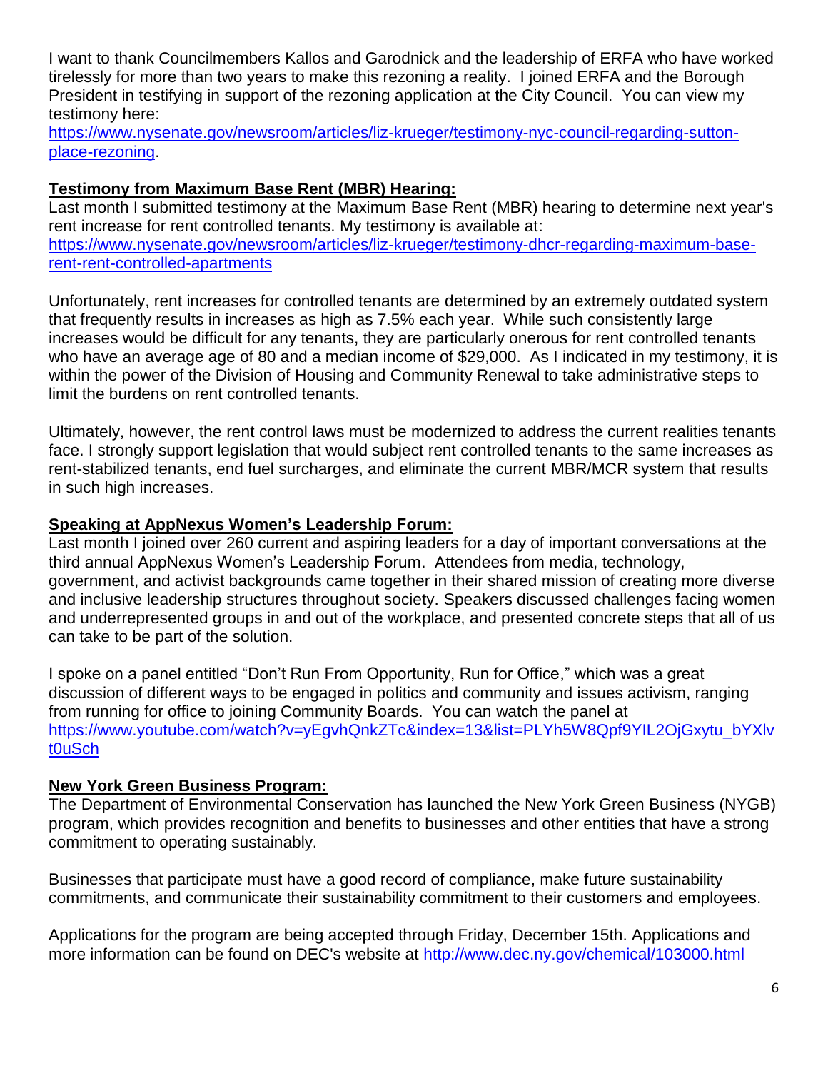I want to thank Councilmembers Kallos and Garodnick and the leadership of ERFA who have worked tirelessly for more than two years to make this rezoning a reality. I joined ERFA and the Borough President in testifying in support of the rezoning application at the City Council. You can view my testimony here: https://www.nysenate.gov/newsroom/articles/liz-krueger/testimony-nyc-council-regarding-sutton-place-rezoning.

**Testimony from Maximum Base Rent (MBR) Hearing:**

Last month I submitted testimony at the Maximum Base Rent (MBR) hearing to determine next year's rent increase for rent controlled tenants. My testimony is available at: https://www.nysenate.gov/newsroom/articles/liz-krueger/testimony-dhcr-regarding-maximum-base-rent-rent-controlled-apartments

Unfortunately, rent increases for controlled tenants are determined by an extremely outdated system that frequently results in increases as high as 7.5% each year. While such consistently large increases would be difficult for any tenants, they are particularly onerous for rent controlled tenants who have an average age of 80 and a median income of $29,000. As I indicated in my testimony, it is within the power of the Division of Housing and Community Renewal to take administrative steps to limit the burdens on rent controlled tenants.

Ultimately, however, the rent control laws must be modernized to address the current realities tenants face. I strongly support legislation that would subject rent controlled tenants to the same increases as rent-stabilized tenants, end fuel surcharges, and eliminate the current MBR/MCR system that results in such high increases.

**Speaking at AppNexus Women's Leadership Forum:**

Last month I joined over 260 current and aspiring leaders for a day of important conversations at the third annual AppNexus Women's Leadership Forum. Attendees from media, technology, government, and activist backgrounds came together in their shared mission of creating more diverse and inclusive leadership structures throughout society. Speakers discussed challenges facing women and underrepresented groups in and out of the workplace, and presented concrete steps that all of us can take to be part of the solution.

I spoke on a panel entitled "Don't Run From Opportunity, Run for Office," which was a great discussion of different ways to be engaged in politics and community and issues activism, ranging from running for office to joining Community Boards. You can watch the panel at https://www.youtube.com/watch?v=yEgvhQnkZTc&index=13&list=PLYh5W8Qpf9YIL2OjGxytu_bYXlvt0uSch

**New York Green Business Program:**

The Department of Environmental Conservation has launched the New York Green Business (NYGB) program, which provides recognition and benefits to businesses and other entities that have a strong commitment to operating sustainably.

Businesses that participate must have a good record of compliance, make future sustainability commitments, and communicate their sustainability commitment to their customers and employees.

Applications for the program are being accepted through Friday, December 15th. Applications and more information can be found on DEC's website at http://www.dec.ny.gov/chemical/103000.html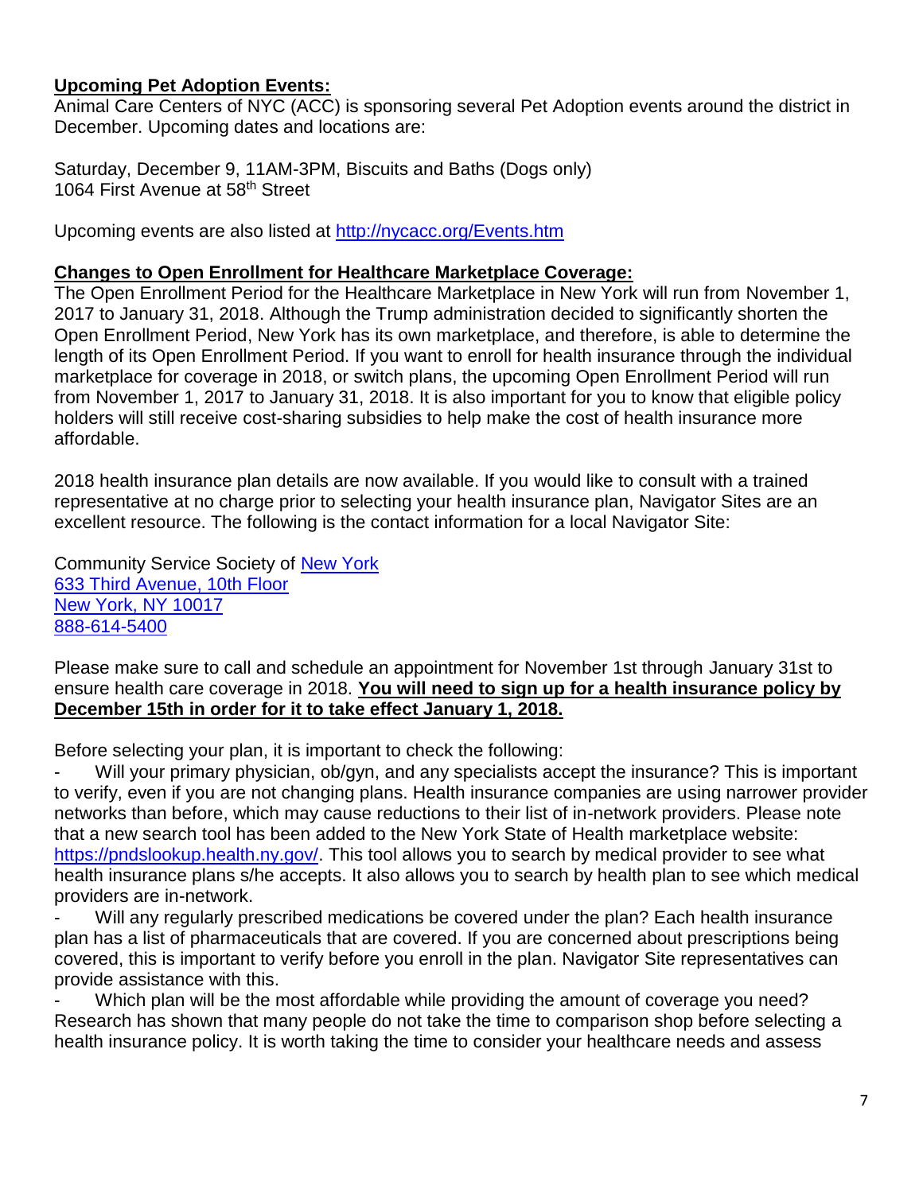**Upcoming Pet Adoption Events:**

Animal Care Centers of NYC (ACC) is sponsoring several Pet Adoption events around the district in December. Upcoming dates and locations are:

Saturday, December 9, 11AM-3PM, Biscuits and Baths (Dogs only)
1064 First Avenue at 58th Street

Upcoming events are also listed at http://nycacc.org/Events.htm

**Changes to Open Enrollment for Healthcare Marketplace Coverage:**

The Open Enrollment Period for the Healthcare Marketplace in New York will run from November 1, 2017 to January 31, 2018. Although the Trump administration decided to significantly shorten the Open Enrollment Period, New York has its own marketplace, and therefore, is able to determine the length of its Open Enrollment Period. If you want to enroll for health insurance through the individual marketplace for coverage in 2018, or switch plans, the upcoming Open Enrollment Period will run from November 1, 2017 to January 31, 2018. It is also important for you to know that eligible policy holders will still receive cost-sharing subsidies to help make the cost of health insurance more affordable.

2018 health insurance plan details are now available. If you would like to consult with a trained representative at no charge prior to selecting your health insurance plan, Navigator Sites are an excellent resource. The following is the contact information for a local Navigator Site:

Community Service Society of New York
633 Third Avenue, 10th Floor
New York, NY 10017
888-614-5400

Please make sure to call and schedule an appointment for November 1st through January 31st to ensure health care coverage in 2018. **You will need to sign up for a health insurance policy by December 15th in order for it to take effect January 1, 2018.**

Before selecting your plan, it is important to check the following:

- Will your primary physician, ob/gyn, and any specialists accept the insurance? This is important to verify, even if you are not changing plans. Health insurance companies are using narrower provider networks than before, which may cause reductions to their list of in-network providers. Please note that a new search tool has been added to the New York State of Health marketplace website: https://pndslookup.health.ny.gov/. This tool allows you to search by medical provider to see what health insurance plans s/he accepts. It also allows you to search by health plan to see which medical providers are in-network.
- Will any regularly prescribed medications be covered under the plan? Each health insurance plan has a list of pharmaceuticals that are covered. If you are concerned about prescriptions being covered, this is important to verify before you enroll in the plan. Navigator Site representatives can provide assistance with this.
- Which plan will be the most affordable while providing the amount of coverage you need? Research has shown that many people do not take the time to comparison shop before selecting a health insurance policy. It is worth taking the time to consider your healthcare needs and assess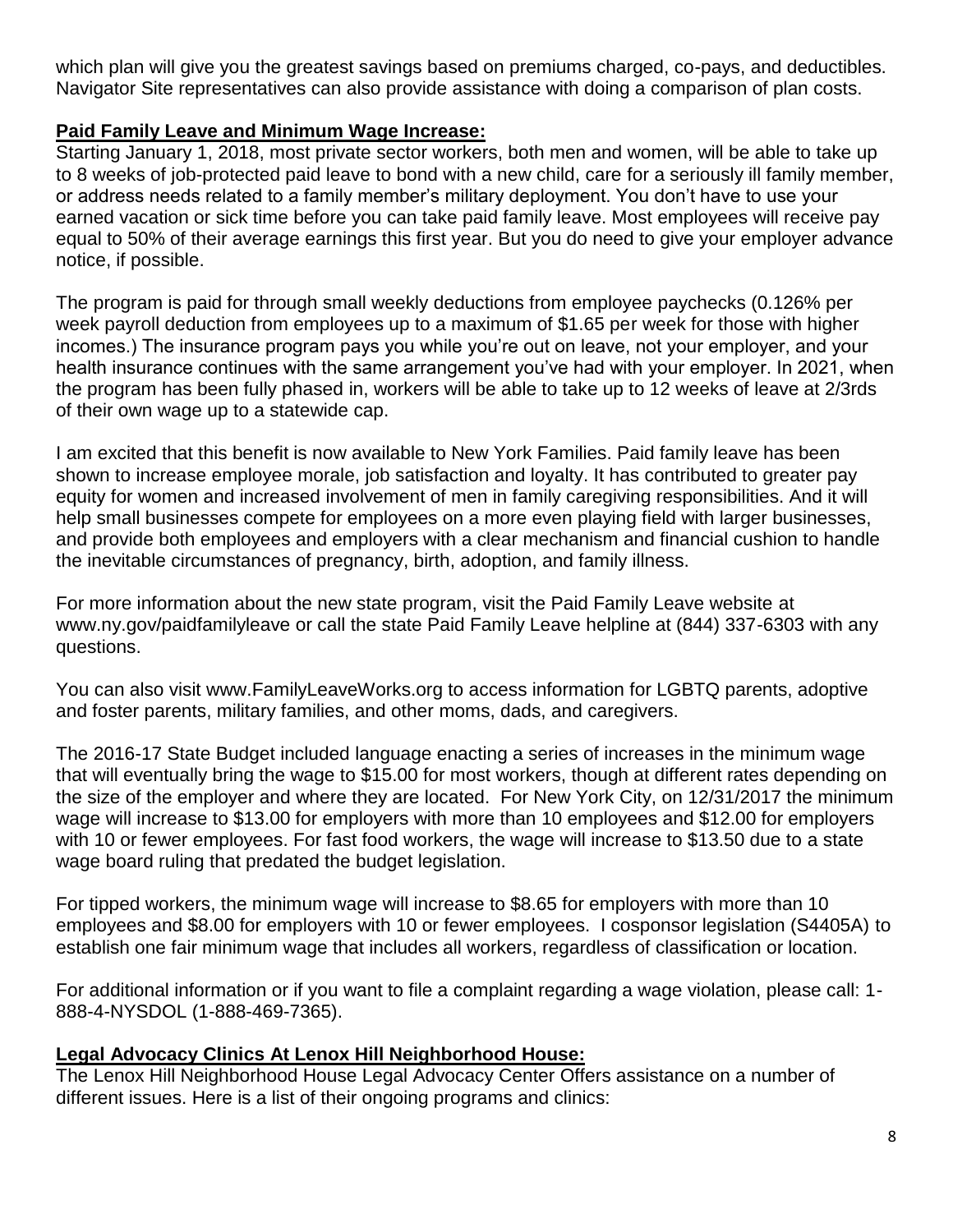which plan will give you the greatest savings based on premiums charged, co-pays, and deductibles. Navigator Site representatives can also provide assistance with doing a comparison of plan costs.

**Paid Family Leave and Minimum Wage Increase:**

Starting January 1, 2018, most private sector workers, both men and women, will be able to take up to 8 weeks of job-protected paid leave to bond with a new child, care for a seriously ill family member, or address needs related to a family member's military deployment. You don't have to use your earned vacation or sick time before you can take paid family leave. Most employees will receive pay equal to 50% of their average earnings this first year. But you do need to give your employer advance notice, if possible.

The program is paid for through small weekly deductions from employee paychecks (0.126% per week payroll deduction from employees up to a maximum of $1.65 per week for those with higher incomes.) The insurance program pays you while you're out on leave, not your employer, and your health insurance continues with the same arrangement you've had with your employer. In 2021, when the program has been fully phased in, workers will be able to take up to 12 weeks of leave at 2/3rds of their own wage up to a statewide cap.

I am excited that this benefit is now available to New York Families. Paid family leave has been shown to increase employee morale, job satisfaction and loyalty. It has contributed to greater pay equity for women and increased involvement of men in family caregiving responsibilities. And it will help small businesses compete for employees on a more even playing field with larger businesses, and provide both employees and employers with a clear mechanism and financial cushion to handle the inevitable circumstances of pregnancy, birth, adoption, and family illness.

For more information about the new state program, visit the Paid Family Leave website at www.ny.gov/paidfamilyleave or call the state Paid Family Leave helpline at (844) 337-6303 with any questions.

You can also visit www.FamilyLeaveWorks.org to access information for LGBTQ parents, adoptive and foster parents, military families, and other moms, dads, and caregivers.

The 2016-17 State Budget included language enacting a series of increases in the minimum wage that will eventually bring the wage to $15.00 for most workers, though at different rates depending on the size of the employer and where they are located. For New York City, on 12/31/2017 the minimum wage will increase to $13.00 for employers with more than 10 employees and $12.00 for employers with 10 or fewer employees. For fast food workers, the wage will increase to $13.50 due to a state wage board ruling that predated the budget legislation.

For tipped workers, the minimum wage will increase to $8.65 for employers with more than 10 employees and $8.00 for employers with 10 or fewer employees. I cosponsor legislation (S4405A) to establish one fair minimum wage that includes all workers, regardless of classification or location.

For additional information or if you want to file a complaint regarding a wage violation, please call: 1-888-4-NYSDOL (1-888-469-7365).

**Legal Advocacy Clinics At Lenox Hill Neighborhood House:**

The Lenox Hill Neighborhood House Legal Advocacy Center Offers assistance on a number of different issues. Here is a list of their ongoing programs and clinics: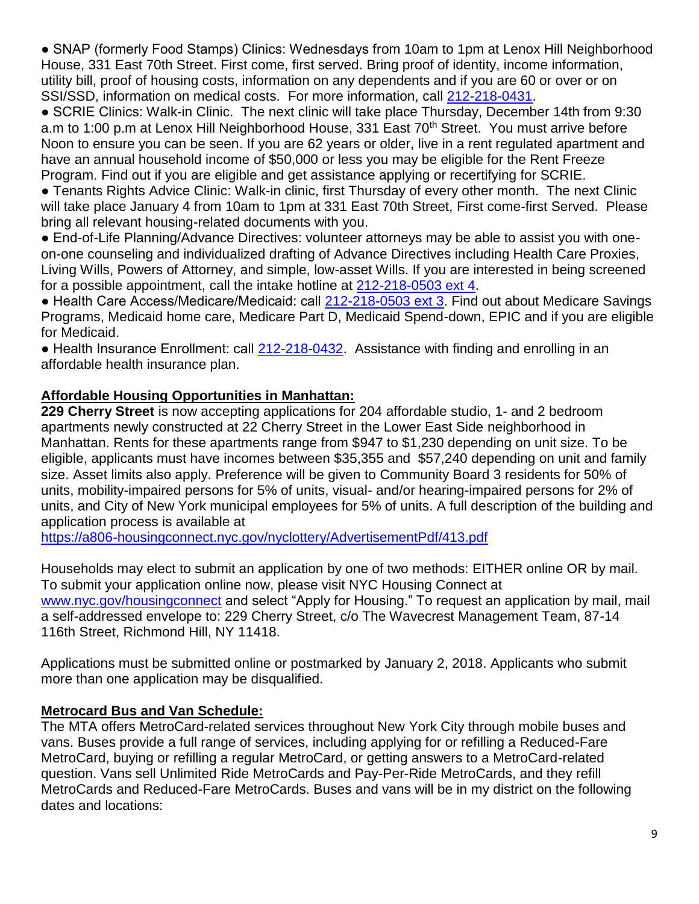- SNAP (formerly Food Stamps) Clinics: Wednesdays from 10am to 1pm at Lenox Hill Neighborhood House, 331 East 70th Street. First come, first served. Bring proof of identity, income information, utility bill, proof of housing costs, information on any dependents and if you are 60 or over or on SSI/SSD, information on medical costs. For more information, call 212-218-0431.
- SCRIE Clinics: Walk-in Clinic. The next clinic will take place Thursday, December 14th from 9:30 a.m to 1:00 p.m at Lenox Hill Neighborhood House, 331 East 70th Street. You must arrive before Noon to ensure you can be seen. If you are 62 years or older, live in a rent regulated apartment and have an annual household income of $50,000 or less you may be eligible for the Rent Freeze Program. Find out if you are eligible and get assistance applying or recertifying for SCRIE.
- Tenants Rights Advice Clinic: Walk-in clinic, first Thursday of every other month. The next Clinic will take place January 4 from 10am to 1pm at 331 East 70th Street, First come-first Served. Please bring all relevant housing-related documents with you.
- End-of-Life Planning/Advance Directives: volunteer attorneys may be able to assist you with one-on-one counseling and individualized drafting of Advance Directives including Health Care Proxies, Living Wills, Powers of Attorney, and simple, low-asset Wills. If you are interested in being screened for a possible appointment, call the intake hotline at 212-218-0503 ext 4.
- Health Care Access/Medicare/Medicaid: call 212-218-0503 ext 3. Find out about Medicare Savings Programs, Medicaid home care, Medicare Part D, Medicaid Spend-down, EPIC and if you are eligible for Medicaid.
- Health Insurance Enrollment: call 212-218-0432. Assistance with finding and enrolling in an affordable health insurance plan.

**Affordable Housing Opportunities in Manhattan:**

**229 Cherry Street** is now accepting applications for 204 affordable studio, 1- and 2 bedroom apartments newly constructed at 22 Cherry Street in the Lower East Side neighborhood in Manhattan. Rents for these apartments range from $947 to $1,230 depending on unit size. To be eligible, applicants must have incomes between $35,355 and $57,240 depending on unit and family size. Asset limits also apply. Preference will be given to Community Board 3 residents for 50% of units, mobility-impaired persons for 5% of units, visual- and/or hearing-impaired persons for 2% of units, and City of New York municipal employees for 5% of units. A full description of the building and application process is available at
https://a806-housingconnect.nyc.gov/nyclottery/AdvertisementPdf/413.pdf

Households may elect to submit an application by one of two methods: EITHER online OR by mail. To submit your application online now, please visit NYC Housing Connect at www.nyc.gov/housingconnect and select "Apply for Housing." To request an application by mail, mail a self-addressed envelope to: 229 Cherry Street, c/o The Wavecrest Management Team, 87-14 116th Street, Richmond Hill, NY 11418.

Applications must be submitted online or postmarked by January 2, 2018. Applicants who submit more than one application may be disqualified.

**Metrocard Bus and Van Schedule:**

The MTA offers MetroCard-related services throughout New York City through mobile buses and vans. Buses provide a full range of services, including applying for or refilling a Reduced-Fare MetroCard, buying or refilling a regular MetroCard, or getting answers to a MetroCard-related question. Vans sell Unlimited Ride MetroCards and Pay-Per-Ride MetroCards, and they refill MetroCards and Reduced-Fare MetroCards. Buses and vans will be in my district on the following dates and locations: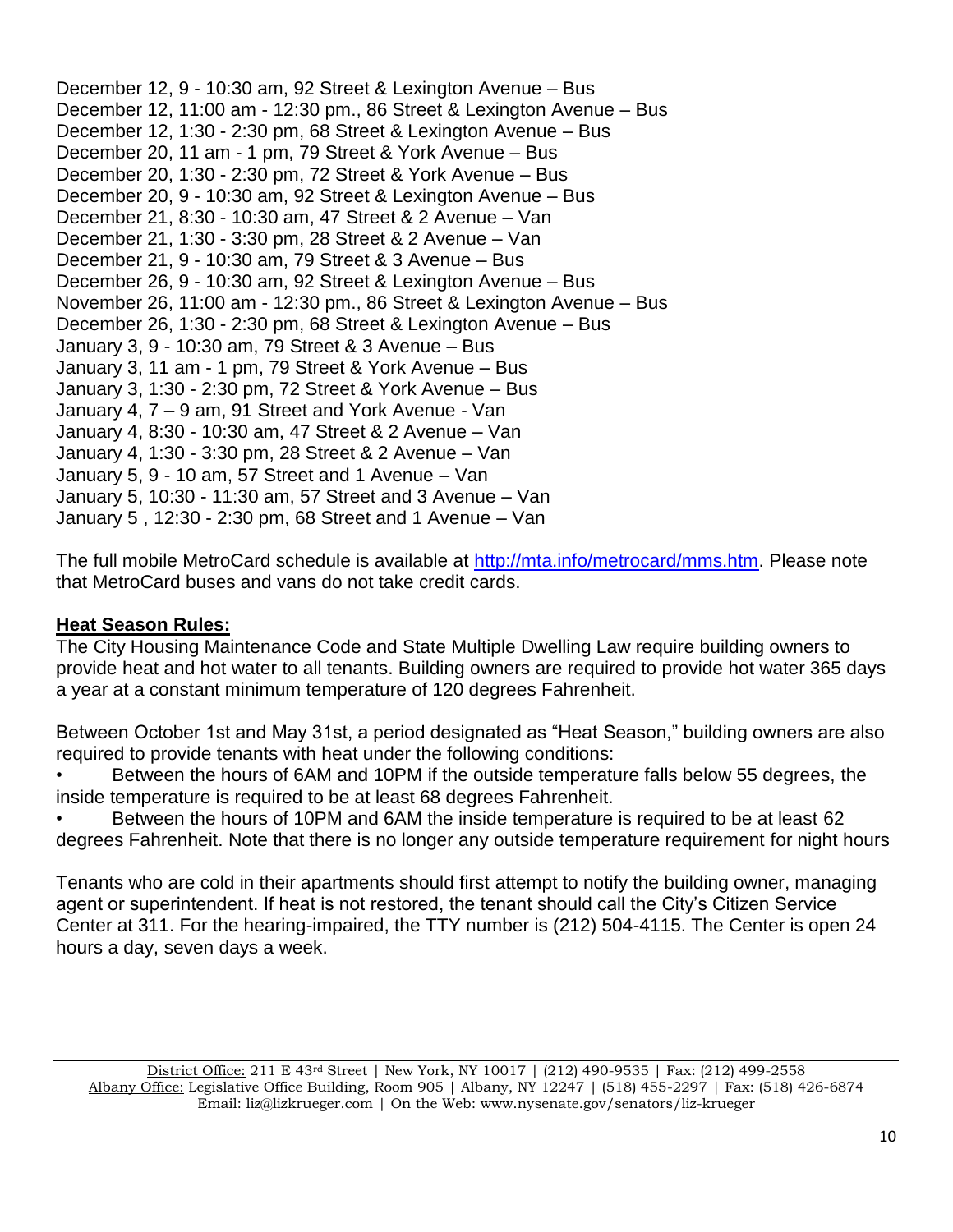December 12, 9 - 10:30 am, 92 Street & Lexington Avenue – Bus
December 12, 11:00 am - 12:30 pm., 86 Street & Lexington Avenue – Bus
December 12, 1:30 - 2:30 pm, 68 Street & Lexington Avenue – Bus
December 20, 11 am - 1 pm, 79 Street & York Avenue – Bus
December 20, 1:30 - 2:30 pm, 72 Street & York Avenue – Bus
December 20, 9 - 10:30 am, 92 Street & Lexington Avenue – Bus
December 21, 8:30 - 10:30 am, 47 Street & 2 Avenue – Van
December 21, 1:30 - 3:30 pm, 28 Street & 2 Avenue – Van
December 21, 9 - 10:30 am, 79 Street & 3 Avenue – Bus
December 26, 9 - 10:30 am, 92 Street & Lexington Avenue – Bus
November 26, 11:00 am - 12:30 pm., 86 Street & Lexington Avenue – Bus
December 26, 1:30 - 2:30 pm, 68 Street & Lexington Avenue – Bus
January 3, 9 - 10:30 am, 79 Street & 3 Avenue – Bus
January 3, 11 am - 1 pm, 79 Street & York Avenue – Bus
January 3, 1:30 - 2:30 pm, 72 Street & York Avenue – Bus
January 4, 7 – 9 am, 91 Street and York Avenue - Van
January 4, 8:30 - 10:30 am, 47 Street & 2 Avenue – Van
January 4, 1:30 - 3:30 pm, 28 Street & 2 Avenue – Van
January 5, 9 - 10 am, 57 Street and 1 Avenue – Van
January 5, 10:30 - 11:30 am, 57 Street and 3 Avenue – Van
January 5 , 12:30 - 2:30 pm, 68 Street and 1 Avenue – Van

The full mobile MetroCard schedule is available at http://mta.info/metrocard/mms.htm. Please note that MetroCard buses and vans do not take credit cards.

## Heat Season Rules:

The City Housing Maintenance Code and State Multiple Dwelling Law require building owners to provide heat and hot water to all tenants. Building owners are required to provide hot water 365 days a year at a constant minimum temperature of 120 degrees Fahrenheit.

Between October 1st and May 31st, a period designated as "Heat Season," building owners are also required to provide tenants with heat under the following conditions:

- Between the hours of 6AM and 10PM if the outside temperature falls below 55 degrees, the inside temperature is required to be at least 68 degrees Fahrenheit.
- Between the hours of 10PM and 6AM the inside temperature is required to be at least 62 degrees Fahrenheit. Note that there is no longer any outside temperature requirement for night hours

Tenants who are cold in their apartments should first attempt to notify the building owner, managing agent or superintendent. If heat is not restored, the tenant should call the City's Citizen Service Center at 311. For the hearing-impaired, the TTY number is (212) 504-4115. The Center is open 24 hours a day, seven days a week.

District Office: 211 E 43rd Street | New York, NY 10017 | (212) 490-9535 | Fax: (212) 499-2558
Albany Office: Legislative Office Building, Room 905 | Albany, NY 12247 | (518) 455-2297 | Fax: (518) 426-6874
Email: liz@lizkrueger.com | On the Web: www.nysenate.gov/senators/liz-krueger